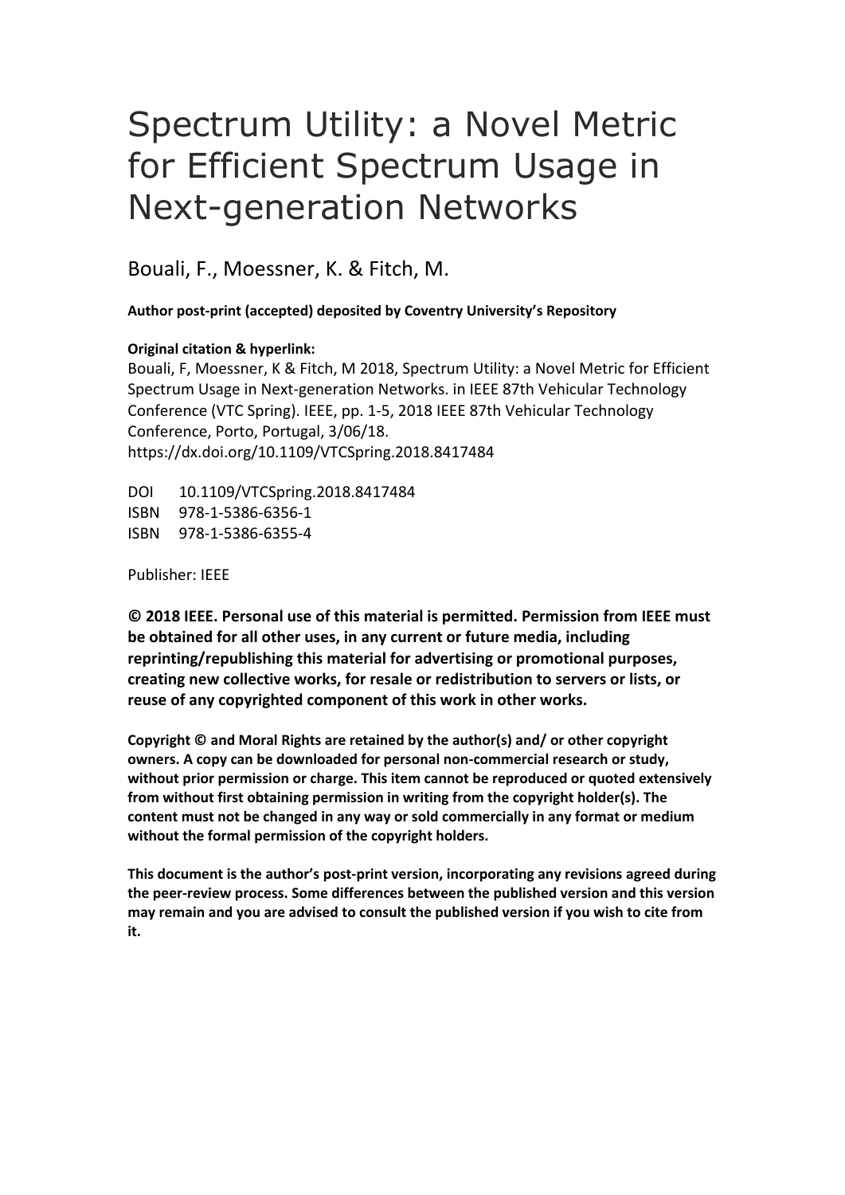# Spectrum Utility: a Novel Metric for Efficient Spectrum Usage in Next-generation Networks

Bouali, F., Moessner, K. & Fitch, M.

**Author post-print (accepted) deposited by Coventry University's Repository**

**Original citation & hyperlink:**

Bouali, F, Moessner, K & Fitch, M 2018, Spectrum Utility: a Novel Metric for Efficient Spectrum Usage in Next-generation Networks. in IEEE 87th Vehicular Technology Conference (VTC Spring). IEEE, pp. 1-5, 2018 IEEE 87th Vehicular Technology Conference, Porto, Portugal, 3/06/18.
https://dx.doi.org/10.1109/VTCSpring.2018.8417484

DOI 10.1109/VTCSpring.2018.8417484
ISBN 978-1-5386-6356-1
ISBN 978-1-5386-6355-4

Publisher: IEEE

**© 2018 IEEE. Personal use of this material is permitted. Permission from IEEE must be obtained for all other uses, in any current or future media, including reprinting/republishing this material for advertising or promotional purposes, creating new collective works, for resale or redistribution to servers or lists, or reuse of any copyrighted component of this work in other works.**

**Copyright © and Moral Rights are retained by the author(s) and/ or other copyright owners. A copy can be downloaded for personal non-commercial research or study, without prior permission or charge. This item cannot be reproduced or quoted extensively from without first obtaining permission in writing from the copyright holder(s). The content must not be changed in any way or sold commercially in any format or medium without the formal permission of the copyright holders.**

**This document is the author's post-print version, incorporating any revisions agreed during the peer-review process. Some differences between the published version and this version may remain and you are advised to consult the published version if you wish to cite from it.**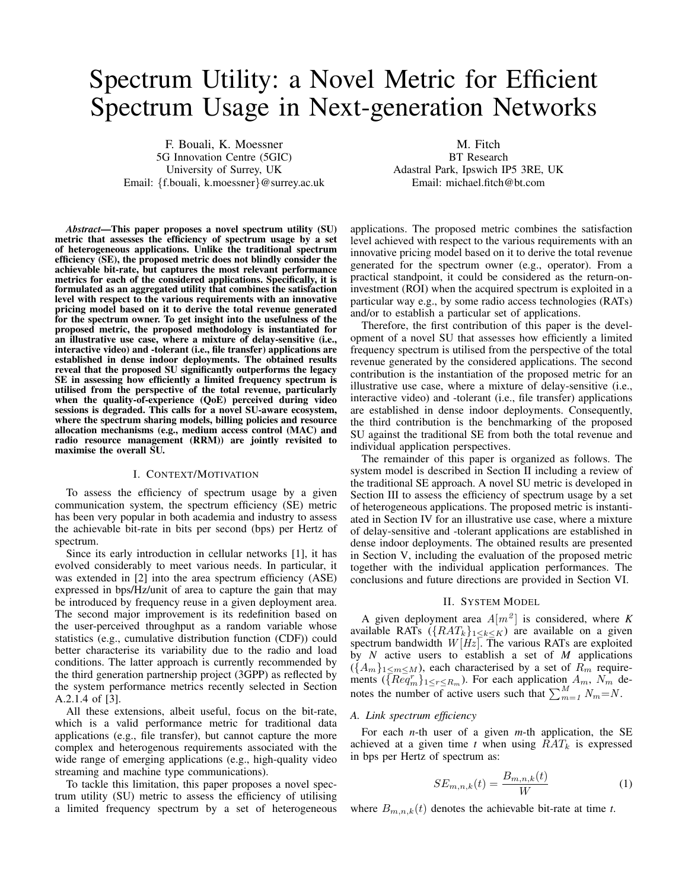# Spectrum Utility: a Novel Metric for Efficient Spectrum Usage in Next-generation Networks

F. Bouali, K. Moessner
5G Innovation Centre (5GIC)
University of Surrey, UK
Email: {f.bouali, k.moessner}@surrey.ac.uk

M. Fitch
BT Research
Adastral Park, Ipswich IP5 3RE, UK
Email: michael.fitch@bt.com

***Abstract*—This paper proposes a novel spectrum utility (SU) metric that assesses the efficiency of spectrum usage by a set of heterogeneous applications. Unlike the traditional spectrum efficiency (SE), the proposed metric does not blindly consider the achievable bit-rate, but captures the most relevant performance metrics for each of the considered applications. Specifically, it is formulated as an aggregated utility that combines the satisfaction level with respect to the various requirements with an innovative pricing model based on it to derive the total revenue generated for the spectrum owner. To get insight into the usefulness of the proposed metric, the proposed methodology is instantiated for an illustrative use case, where a mixture of delay-sensitive (i.e., interactive video) and -tolerant (i.e., file transfer) applications are established in dense indoor deployments. The obtained results reveal that the proposed SU significantly outperforms the legacy SE in assessing how efficiently a limited frequency spectrum is utilised from the perspective of the total revenue, particularly when the quality-of-experience (QoE) perceived during video sessions is degraded. This calls for a novel SU-aware ecosystem, where the spectrum sharing models, billing policies and resource allocation mechanisms (e.g., medium access control (MAC) and radio resource management (RRM)) are jointly revisited to maximise the overall SU.**

## I. Context/Motivation

To assess the efficiency of spectrum usage by a given communication system, the spectrum efficiency (SE) metric has been very popular in both academia and industry to assess the achievable bit-rate in bits per second (bps) per Hertz of spectrum.

Since its early introduction in cellular networks [1], it has evolved considerably to meet various needs. In particular, it was extended in [2] into the area spectrum efficiency (ASE) expressed in bps/Hz/unit of area to capture the gain that may be introduced by frequency reuse in a given deployment area. The second major improvement is its redefinition based on the user-perceived throughput as a random variable whose statistics (e.g., cumulative distribution function (CDF)) could better characterise its variability due to the radio and load conditions. The latter approach is currently recommended by the third generation partnership project (3GPP) as reflected by the system performance metrics recently selected in Section A.2.1.4 of [3].

All these extensions, albeit useful, focus on the bit-rate, which is a valid performance metric for traditional data applications (e.g., file transfer), but cannot capture the more complex and heterogenous requirements associated with the wide range of emerging applications (e.g., high-quality video streaming and machine type communications).

To tackle this limitation, this paper proposes a novel spectrum utility (SU) metric to assess the efficiency of utilising a limited frequency spectrum by a set of heterogeneous applications. The proposed metric combines the satisfaction level achieved with respect to the various requirements with an innovative pricing model based on it to derive the total revenue generated for the spectrum owner (e.g., operator). From a practical standpoint, it could be considered as the return-on-investment (ROI) when the acquired spectrum is exploited in a particular way e.g., by some radio access technologies (RATs) and/or to establish a particular set of applications.

Therefore, the first contribution of this paper is the development of a novel SU that assesses how efficiently a limited frequency spectrum is utilised from the perspective of the total revenue generated by the considered applications. The second contribution is the instantiation of the proposed metric for an illustrative use case, where a mixture of delay-sensitive (i.e., interactive video) and -tolerant (i.e., file transfer) applications are established in dense indoor deployments. Consequently, the third contribution is the benchmarking of the proposed SU against the traditional SE from both the total revenue and individual application perspectives.

The remainder of this paper is organized as follows. The system model is described in Section II including a review of the traditional SE approach. A novel SU metric is developed in Section III to assess the efficiency of spectrum usage by a set of heterogeneous applications. The proposed metric is instantiated in Section IV for an illustrative use case, where a mixture of delay-sensitive and -tolerant applications are established in dense indoor deployments. The obtained results are presented in Section V, including the evaluation of the proposed metric together with the individual application performances. The conclusions and future directions are provided in Section VI.

## II. System Model

A given deployment area $A[m^2]$ is considered, where $K$ available RATs ($\{RAT_k\}_{1\leq k\leq K}$) are available on a given spectrum bandwidth $W[Hz]$. The various RATs are exploited by $N$ active users to establish a set of $M$ applications ($\{A_m\}_{1\leq m\leq M}$), each characterised by a set of $R_m$ requirements ($\{Req_m^r\}_{1\leq r\leq R_m}$). For each application $A_m$, $N_m$ denotes the number of active users such that $\sum_{m=1}^{M} N_m = N$.

### A. Link spectrum efficiency

For each $n$-th user of a given $m$-th application, the SE achieved at a given time $t$ when using $RAT_k$ is expressed in bps per Hertz of spectrum as:

$$SE_{m,n,k}(t) = \frac{B_{m,n,k}(t)}{W} \tag{1}$$

where $B_{m,n,k}(t)$ denotes the achievable bit-rate at time $t$.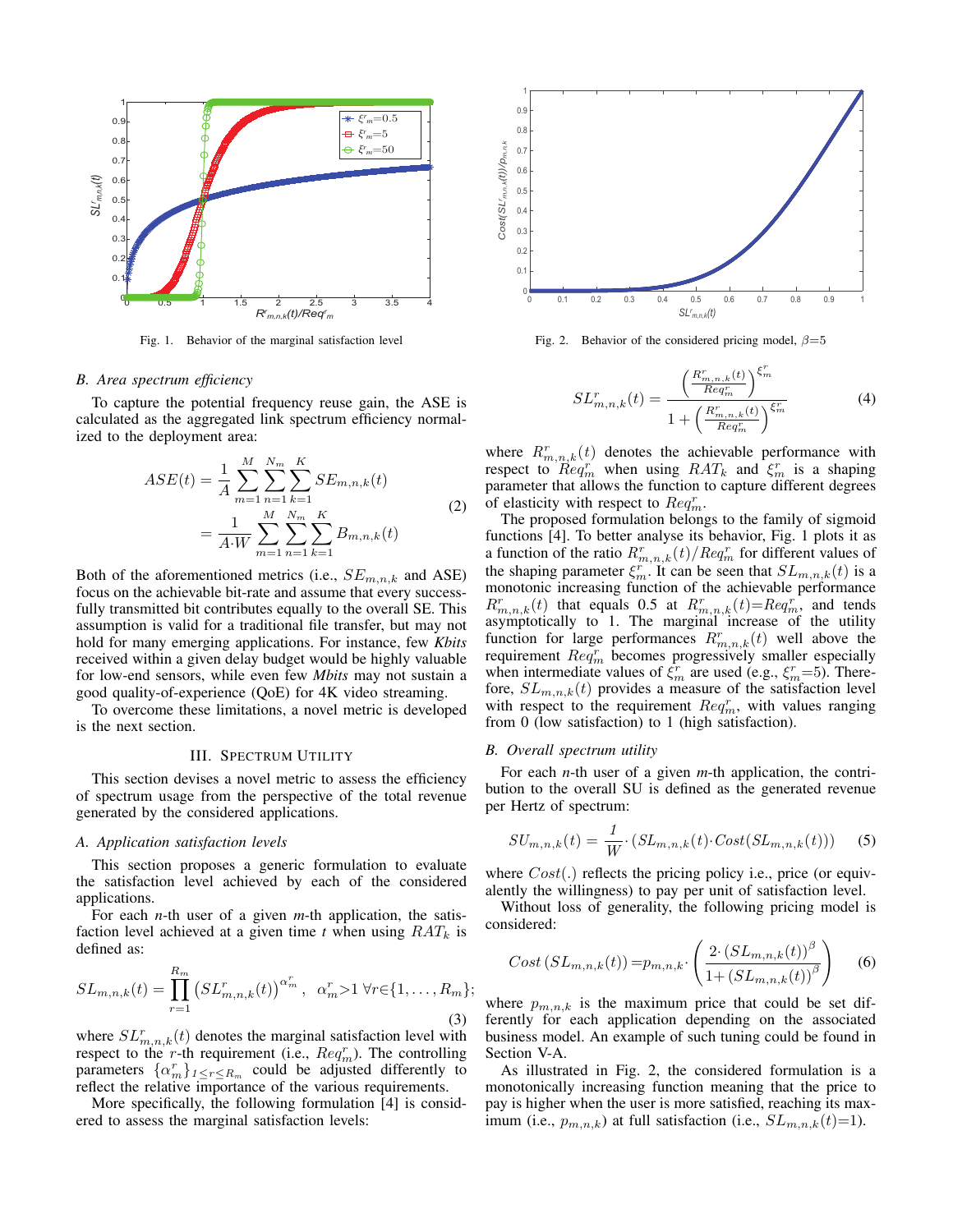Fig. 1. Behavior of the marginal satisfaction level

Fig. 2. Behavior of the considered pricing model, $\beta$=5

### B. Area spectrum efficiency

To capture the potential frequency reuse gain, the ASE is calculated as the aggregated link spectrum efficiency normalized to the deployment area:

$$
\begin{aligned}
ASE(t) &= \frac{1}{A}\sum_{m=1}^{M}\sum_{n=1}^{N_m}\sum_{k=1}^{K} SE_{m,n,k}(t) \\
&= \frac{1}{A{\cdot}W}\sum_{m=1}^{M}\sum_{n=1}^{N_m}\sum_{k=1}^{K} B_{m,n,k}(t)
\end{aligned} \tag{2}
$$

Both of the aforementioned metrics (i.e., $SE_{m,n,k}$ and ASE) focus on the achievable bit-rate and assume that every successfully transmitted bit contributes equally to the overall SE. This assumption is valid for a traditional file transfer, but may not hold for many emerging applications. For instance, few *Kbits* received within a given delay budget would be highly valuable for low-end sensors, while even few *Mbits* may not sustain a good quality-of-experience (QoE) for 4K video streaming.

To overcome these limitations, a novel metric is developed is the next section.

## III. Spectrum Utility

This section devises a novel metric to assess the efficiency of spectrum usage from the perspective of the total revenue generated by the considered applications.

### A. Application satisfaction levels

This section proposes a generic formulation to evaluate the satisfaction level achieved by each of the considered applications.

For each *n*-th user of a given *m*-th application, the satisfaction level achieved at a given time *t* when using $RAT_k$ is defined as:

$$
SL_{m,n,k}(t) = \prod_{r=1}^{R_m}\left(SL^r_{m,n,k}(t)\right)^{\alpha^r_m}, \ \ \alpha^r_m{>}1\ \forall r{\in}\{1,\ldots,R_m\}; \tag{3}
$$

where $SL^r_{m,n,k}(t)$ denotes the marginal satisfaction level with respect to the $r$-th requirement (i.e., $Req^r_m$). The controlling parameters $\{\alpha^r_m\}_{1\leq r\leq R_m}$ could be adjusted differently to reflect the relative importance of the various requirements.

More specifically, the following formulation [4] is considered to assess the marginal satisfaction levels:

$$
SL^r_{m,n,k}(t) = \frac{\left(\frac{R^r_{m,n,k}(t)}{Req^r_m}\right)^{\xi^r_m}}{1+\left(\frac{R^r_{m,n,k}(t)}{Req^r_m}\right)^{\xi^r_m}} \tag{4}
$$

where $R^r_{m,n,k}(t)$ denotes the achievable performance with respect to $Req^r_m$ when using $RAT_k$ and $\xi^r_m$ is a shaping parameter that allows the function to capture different degrees of elasticity with respect to $Req^r_m$.

The proposed formulation belongs to the family of sigmoid functions [4]. To better analyse its behavior, Fig. 1 plots it as a function of the ratio $R^r_{m,n,k}(t)/Req^r_m$ for different values of the shaping parameter $\xi^r_m$. It can be seen that $SL_{m,n,k}(t)$ is a monotonic increasing function of the achievable performance $R^r_{m,n,k}(t)$ that equals 0.5 at $R^r_{m,n,k}(t){=}Req^r_m$, and tends asymptotically to 1. The marginal increase of the utility function for large performances $R^r_{m,n,k}(t)$ well above the requirement $Req^r_m$ becomes progressively smaller especially when intermediate values of $\xi^r_m$ are used (e.g., $\xi^r_m$=5). Therefore, $SL_{m,n,k}(t)$ provides a measure of the satisfaction level with respect to the requirement $Req^r_m$, with values ranging from 0 (low satisfaction) to 1 (high satisfaction).

### B. Overall spectrum utility

For each *n*-th user of a given *m*-th application, the contribution to the overall SU is defined as the generated revenue per Hertz of spectrum:

$$
SU_{m,n,k}(t) = \frac{1}{W}{\cdot}\left(SL_{m,n,k}(t){\cdot}Cost(SL_{m,n,k}(t))\right) \tag{5}
$$

where $Cost(.)$ reflects the pricing policy i.e., price (or equivalently the willingness) to pay per unit of satisfaction level.

Without loss of generality, the following pricing model is considered:

$$
Cost\left(SL_{m,n,k}(t)\right) {=} p_{m,n,k}{\cdot}\left(\frac{2{\cdot}\left(SL_{m,n,k}(t)\right)^{\beta}}{1{+}\left(SL_{m,n,k}(t)\right)^{\beta}}\right) \tag{6}
$$

where $p_{m,n,k}$ is the maximum price that could be set differently for each application depending on the associated business model. An example of such tuning could be found in Section V-A.

As illustrated in Fig. 2, the considered formulation is a monotonically increasing function meaning that the price to pay is higher when the user is more satisfied, reaching its maximum (i.e., $p_{m,n,k}$) at full satisfaction (i.e., $SL_{m,n,k}(t)$=1).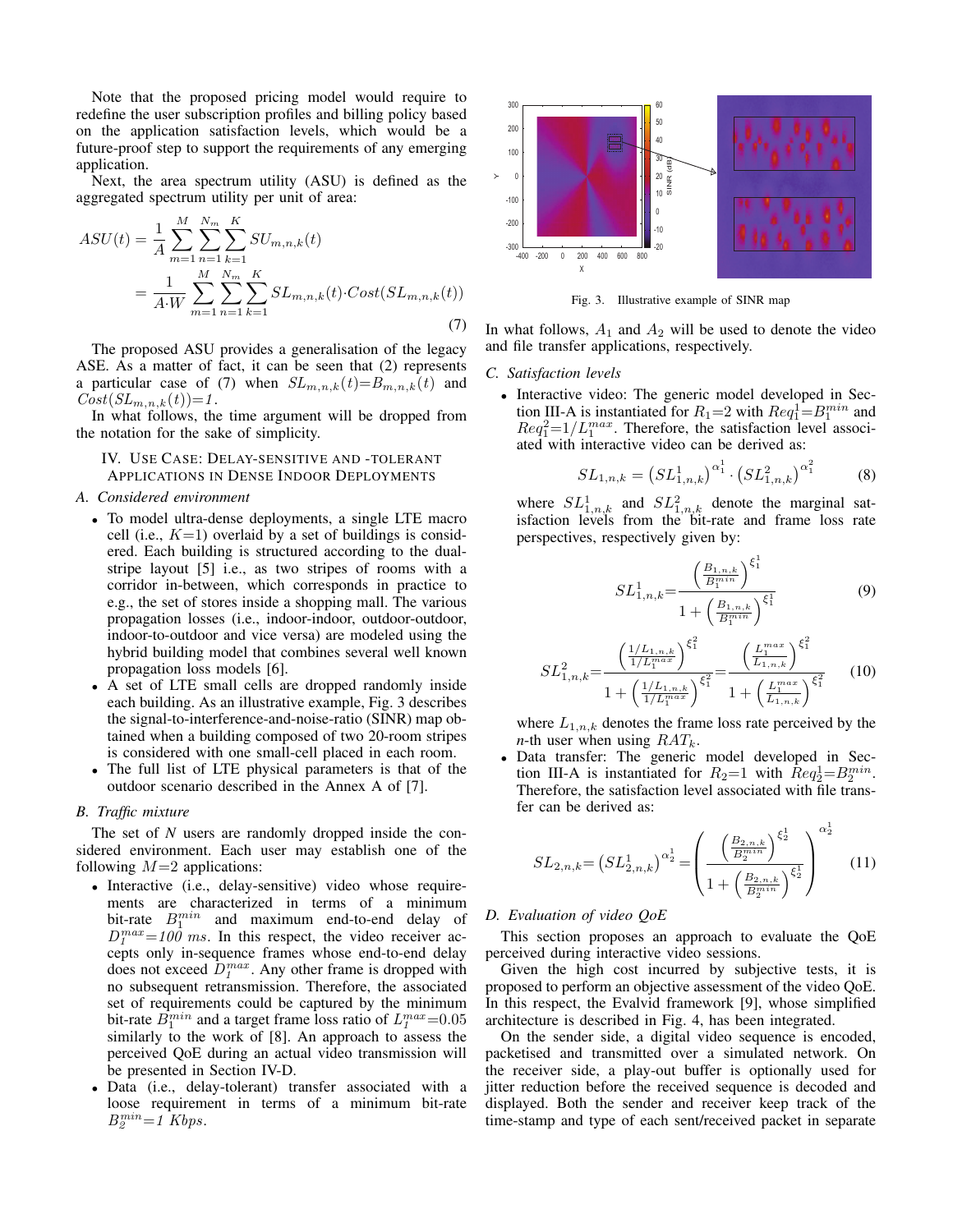Note that the proposed pricing model would require to redefine the user subscription profiles and billing policy based on the application satisfaction levels, which would be a future-proof step to support the requirements of any emerging application.

Next, the area spectrum utility (ASU) is defined as the aggregated spectrum utility per unit of area:

$$
\begin{aligned}
ASU(t) &= \frac{1}{A}\sum_{m=1}^{M}\sum_{n=1}^{N_m}\sum_{k=1}^{K} SU_{m,n,k}(t) \\
&= \frac{1}{A\cdot W}\sum_{m=1}^{M}\sum_{n=1}^{N_m}\sum_{k=1}^{K} SL_{m,n,k}(t)\cdot Cost(SL_{m,n,k}(t))
\end{aligned}
\tag{7}
$$

The proposed ASU provides a generalisation of the legacy ASE. As a matter of fact, it can be seen that (2) represents a particular case of (7) when $SL_{m,n,k}(t)=B_{m,n,k}(t)$ and $Cost(SL_{m,n,k}(t))=1$.

In what follows, the time argument will be dropped from the notation for the sake of simplicity.

## IV. Use Case: Delay-sensitive and -tolerant Applications in Dense Indoor Deployments

### A. Considered environment

- To model ultra-dense deployments, a single LTE macro cell (i.e., $K$=1) overlaid by a set of buildings is considered. Each building is structured according to the dual-stripe layout [5] i.e., as two stripes of rooms with a corridor in-between, which corresponds in practice to e.g., the set of stores inside a shopping mall. The various propagation losses (i.e., indoor-indoor, outdoor-outdoor, indoor-to-outdoor and vice versa) are modeled using the hybrid building model that combines several well known propagation loss models [6].
- A set of LTE small cells are dropped randomly inside each building. As an illustrative example, Fig. 3 describes the signal-to-interference-and-noise-ratio (SINR) map obtained when a building composed of two 20-room stripes is considered with one small-cell placed in each room.
- The full list of LTE physical parameters is that of the outdoor scenario described in the Annex A of [7].

### B. Traffic mixture

The set of $N$ users are randomly dropped inside the considered environment. Each user may establish one of the following $M$=2 applications:

- Interactive (i.e., delay-sensitive) video whose requirements are characterized in terms of a minimum bit-rate $B_1^{min}$ and maximum end-to-end delay of $D_1^{max}$=*100 ms*. In this respect, the video receiver accepts only in-sequence frames whose end-to-end delay does not exceed $D_1^{max}$. Any other frame is dropped with no subsequent retransmission. Therefore, the associated set of requirements could be captured by the minimum bit-rate $B_1^{min}$ and a target frame loss ratio of $L_1^{max}$=0.05 similarly to the work of [8]. An approach to assess the perceived QoE during an actual video transmission will be presented in Section IV-D.
- Data (i.e., delay-tolerant) transfer associated with a loose requirement in terms of a minimum bit-rate $B_2^{min}$=*1 Kbps*.

Fig. 3. Illustrative example of SINR map

In what follows, $A_1$ and $A_2$ will be used to denote the video and file transfer applications, respectively.

### C. Satisfaction levels

- Interactive video: The generic model developed in Section III-A is instantiated for $R_1$=2 with $Req_1^1$=$B_1^{min}$ and $Req_1^2$=$1/L_1^{max}$. Therefore, the satisfaction level associated with interactive video can be derived as:

$$
SL_{1,n,k} = \left(SL_{1,n,k}^1\right)^{\alpha_1^1}\cdot\left(SL_{1,n,k}^2\right)^{\alpha_1^2}
\tag{8}
$$

where $SL_{1,n,k}^1$ and $SL_{1,n,k}^2$ denote the marginal satisfaction levels from the bit-rate and frame loss rate perspectives, respectively given by:

$$
SL_{1,n,k}^1=\frac{\left(\frac{B_{1,n,k}}{B_1^{min}}\right)^{\xi_1^1}}{1+\left(\frac{B_{1,n,k}}{B_1^{min}}\right)^{\xi_1^1}}
\tag{9}
$$

$$
SL_{1,n,k}^2=\frac{\left(\frac{1/L_{1,n,k}}{1/L_1^{max}}\right)^{\xi_1^2}}{1+\left(\frac{1/L_{1,n,k}}{1/L_1^{max}}\right)^{\xi_1^2}}=\frac{\left(\frac{L_1^{max}}{L_{1,n,k}}\right)^{\xi_1^2}}{1+\left(\frac{L_1^{max}}{L_{1,n,k}}\right)^{\xi_1^2}}
\tag{10}
$$

where $L_{1,n,k}$ denotes the frame loss rate perceived by the $n$-th user when using $RAT_k$.

- Data transfer: The generic model developed in Section III-A is instantiated for $R_2$=1 with $Req_2^1$=$B_2^{min}$. Therefore, the satisfaction level associated with file transfer can be derived as:

$$
SL_{2,n,k}=\left(SL_{2,n,k}^1\right)^{\alpha_2^1}=\left(\frac{\left(\frac{B_{2,n,k}}{B_2^{min}}\right)^{\xi_2^1}}{1+\left(\frac{B_{2,n,k}}{B_2^{min}}\right)^{\xi_2^1}}\right)^{\alpha_2^1}
\tag{11}
$$

### D. Evaluation of video QoE

This section proposes an approach to evaluate the QoE perceived during interactive video sessions.

Given the high cost incurred by subjective tests, it is proposed to perform an objective assessment of the video QoE. In this respect, the Evalvid framework [9], whose simplified architecture is described in Fig. 4, has been integrated.

On the sender side, a digital video sequence is encoded, packetised and transmitted over a simulated network. On the receiver side, a play-out buffer is optionally used for jitter reduction before the received sequence is decoded and displayed. Both the sender and receiver keep track of the time-stamp and type of each sent/received packet in separate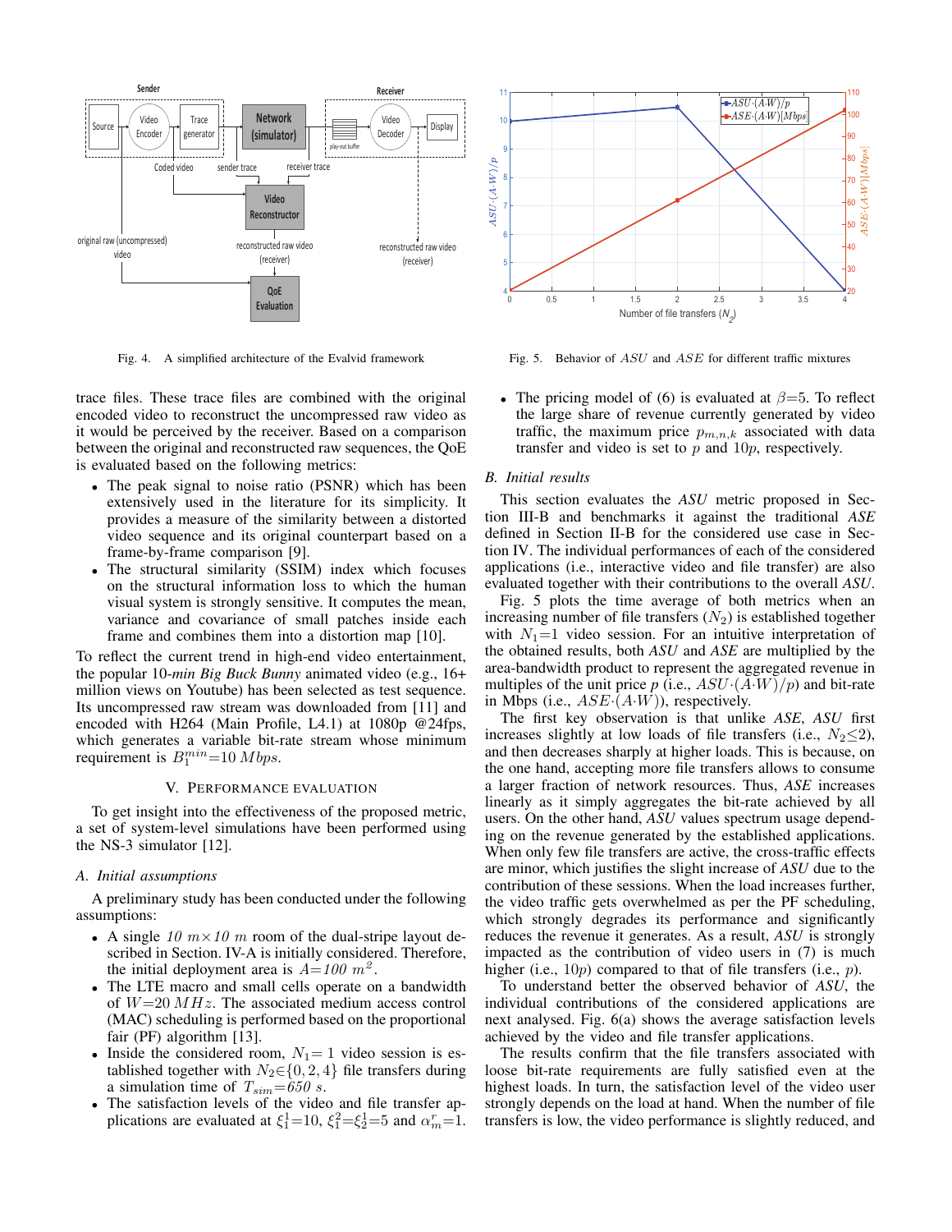Fig. 4. A simplified architecture of the Evalvid framework

Fig. 5. Behavior of $ASU$ and $ASE$ for different traffic mixtures

trace files. These trace files are combined with the original encoded video to reconstruct the uncompressed raw video as it would be perceived by the receiver. Based on a comparison between the original and reconstructed raw sequences, the QoE is evaluated based on the following metrics:

- The peak signal to noise ratio (PSNR) which has been extensively used in the literature for its simplicity. It provides a measure of the similarity between a distorted video sequence and its original counterpart based on a frame-by-frame comparison [9].
- The structural similarity (SSIM) index which focuses on the structural information loss to which the human visual system is strongly sensitive. It computes the mean, variance and covariance of small patches inside each frame and combines them into a distortion map [10].

To reflect the current trend in high-end video entertainment, the popular 10-*min Big Buck Bunny* animated video (e.g., 16+ million views on Youtube) has been selected as test sequence. Its uncompressed raw stream was downloaded from [11] and encoded with H264 (Main Profile, L4.1) at 1080p @24fps, which generates a variable bit-rate stream whose minimum requirement is $B_1^{min}$=10 $Mbps$.

## V. Performance Evaluation

To get insight into the effectiveness of the proposed metric, a set of system-level simulations have been performed using the NS-3 simulator [12].

### A. Initial assumptions

A preliminary study has been conducted under the following assumptions:

- A single $10\ m \times 10\ m$ room of the dual-stripe layout described in Section. IV-A is initially considered. Therefore, the initial deployment area is $A$=$100\ m^2$.
- The LTE macro and small cells operate on a bandwidth of $W$=20 $MHz$. The associated medium access control (MAC) scheduling is performed based on the proportional fair (PF) algorithm [13].
- Inside the considered room, $N_1$= 1 video session is established together with $N_2 \in \{0, 2, 4\}$ file transfers during a simulation time of $T_{sim}$=$650\ s$.
- The satisfaction levels of the video and file transfer applications are evaluated at $\xi_1^1$=10, $\xi_1^2$=$\xi_2^1$=5 and $\alpha_m^r$=1.
- The pricing model of (6) is evaluated at $\beta$=5. To reflect the large share of revenue currently generated by video traffic, the maximum price $p_{m,n,k}$ associated with data transfer and video is set to $p$ and $10p$, respectively.

### B. Initial results

This section evaluates the *ASU* metric proposed in Section III-B and benchmarks it against the traditional *ASE* defined in Section II-B for the considered use case in Section IV. The individual performances of each of the considered applications (i.e., interactive video and file transfer) are also evaluated together with their contributions to the overall *ASU*.

Fig. 5 plots the time average of both metrics when an increasing number of file transfers ($N_2$) is established together with $N_1$=1 video session. For an intuitive interpretation of the obtained results, both *ASU* and *ASE* are multiplied by the area-bandwidth product to represent the aggregated revenue in multiples of the unit price *p* (i.e., $ASU{\cdot}(A{\cdot}W)/p$) and bit-rate in Mbps (i.e., $ASE{\cdot}(A{\cdot}W)$), respectively.

The first key observation is that unlike *ASE*, *ASU* first increases slightly at low loads of file transfers (i.e., $N_2 \leq 2$), and then decreases sharply at higher loads. This is because, on the one hand, accepting more file transfers allows to consume a larger fraction of network resources. Thus, *ASE* increases linearly as it simply aggregates the bit-rate achieved by all users. On the other hand, *ASU* values spectrum usage depending on the revenue generated by the established applications. When only few file transfers are active, the cross-traffic effects are minor, which justifies the slight increase of *ASU* due to the contribution of these sessions. When the load increases further, the video traffic gets overwhelmed as per the PF scheduling, which strongly degrades its performance and significantly reduces the revenue it generates. As a result, *ASU* is strongly impacted as the contribution of video users in (7) is much higher (i.e., $10p$) compared to that of file transfers (i.e., $p$).

To understand better the observed behavior of *ASU*, the individual contributions of the considered applications are next analysed. Fig. 6(a) shows the average satisfaction levels achieved by the video and file transfer applications.

The results confirm that the file transfers associated with loose bit-rate requirements are fully satisfied even at the highest loads. In turn, the satisfaction level of the video user strongly depends on the load at hand. When the number of file transfers is low, the video performance is slightly reduced, and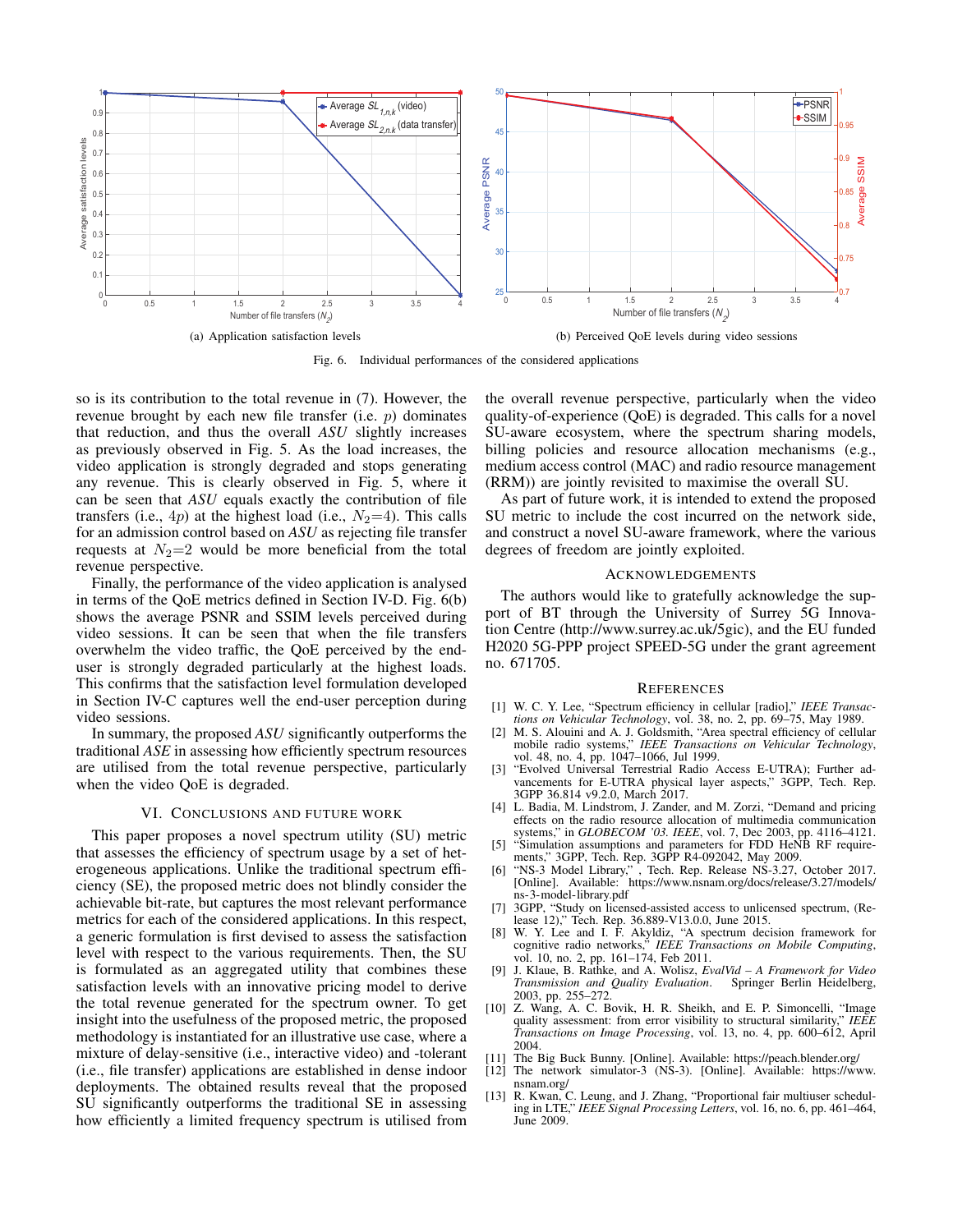(a) Application satisfaction levels

Average satisfaction levels

Number of file transfers ($N_2$)

0
0.1
0.2
0.3
0.4
0.5
0.6
0.7
0.8
0.9
1

0
0.5
1
1.5
2
2.5
3
3.5
4

Average $SL_{1,n,k}$ (video)
Average $SL_{2,n,k}$ (data transfer)

(b) Perceived QoE levels during video sessions

Average PSNR

Average SSIM

Number of file transfers ($N_2$)

25
30
35
40
45
50

0.7
0.75
0.8
0.85
0.9
0.95
1

0
0.5
1
1.5
2
2.5
3
3.5
4

PSNR
SSIM

Fig. 6. Individual performances of the considered applications

so is its contribution to the total revenue in (7). However, the revenue brought by each new file transfer (i.e. $p$) dominates that reduction, and thus the overall *ASU* slightly increases as previously observed in Fig. 5. As the load increases, the video application is strongly degraded and stops generating any revenue. This is clearly observed in Fig. 5, where it can be seen that *ASU* equals exactly the contribution of file transfers (i.e., $4p$) at the highest load (i.e., $N_2$=4). This calls for an admission control based on *ASU* as rejecting file transfer requests at $N_2$=2 would be more beneficial from the total revenue perspective.

Finally, the performance of the video application is analysed in terms of the QoE metrics defined in Section IV-D. Fig. 6(b) shows the average PSNR and SSIM levels perceived during video sessions. It can be seen that when the file transfers overwhelm the video traffic, the QoE perceived by the end-user is strongly degraded particularly at the highest loads. This confirms that the satisfaction level formulation developed in Section IV-C captures well the end-user perception during video sessions.

In summary, the proposed *ASU* significantly outperforms the traditional *ASE* in assessing how efficiently spectrum resources are utilised from the total revenue perspective, particularly when the video QoE is degraded.

## VI. Conclusions and Future Work

This paper proposes a novel spectrum utility (SU) metric that assesses the efficiency of spectrum usage by a set of heterogeneous applications. Unlike the traditional spectrum efficiency (SE), the proposed metric does not blindly consider the achievable bit-rate, but captures the most relevant performance metrics for each of the considered applications. In this respect, a generic formulation is first devised to assess the satisfaction level with respect to the various requirements. Then, the SU is formulated as an aggregated utility that combines these satisfaction levels with an innovative pricing model to derive the total revenue generated for the spectrum owner. To get insight into the usefulness of the proposed metric, the proposed methodology is instantiated for an illustrative use case, where a mixture of delay-sensitive (i.e., interactive video) and -tolerant (i.e., file transfer) applications are established in dense indoor deployments. The obtained results reveal that the proposed SU significantly outperforms the traditional SE in assessing how efficiently a limited frequency spectrum is utilised from the overall revenue perspective, particularly when the video quality-of-experience (QoE) is degraded. This calls for a novel SU-aware ecosystem, where the spectrum sharing models, billing policies and resource allocation mechanisms (e.g., medium access control (MAC) and radio resource management (RRM)) are jointly revisited to maximise the overall SU.

As part of future work, it is intended to extend the proposed SU metric to include the cost incurred on the network side, and construct a novel SU-aware framework, where the various degrees of freedom are jointly exploited.

## Acknowledgements

The authors would like to gratefully acknowledge the support of BT through the University of Surrey 5G Innovation Centre (http://www.surrey.ac.uk/5gic), and the EU funded H2020 5G-PPP project SPEED-5G under the grant agreement no. 671705.

## References

[1] W. C. Y. Lee, "Spectrum efficiency in cellular [radio]," *IEEE Transactions on Vehicular Technology*, vol. 38, no. 2, pp. 69–75, May 1989.

[2] M. S. Alouini and A. J. Goldsmith, "Area spectral efficiency of cellular mobile radio systems," *IEEE Transactions on Vehicular Technology*, vol. 48, no. 4, pp. 1047–1066, Jul 1999.

[3] "Evolved Universal Terrestrial Radio Access (E-UTRA); Further advancements for E-UTRA physical layer aspects," 3GPP, Tech. Rep. 3GPP 36.814 v9.2.0, March 2017.

[4] L. Badia, M. Lindstrom, J. Zander, and M. Zorzi, "Demand and pricing effects on the radio resource allocation of multimedia communication systems," in *GLOBECOM '03. IEEE*, vol. 7, Dec 2003, pp. 4116–4121.

[5] "Simulation assumptions and parameters for FDD HeNB RF requirements," 3GPP, Tech. Rep. 3GPP R4-092042, May 2009.

[6] "NS-3 Model Library," , Tech. Rep. Release NS-3.27, October 2017. [Online]. Available: https://www.nsnam.org/docs/release/3.27/models/ns-3-model-library.pdf

[7] 3GPP, "Study on licensed-assisted access to unlicensed spectrum, (Release 12)," Tech. Rep. 36.889-V13.0.0, June 2015.

[8] W. Y. Lee and I. F. Akyldiz, "A spectrum decision framework for cognitive radio networks," *IEEE Transactions on Mobile Computing*, vol. 10, no. 2, pp. 161–174, Feb 2011.

[9] J. Klaue, B. Rathke, and A. Wolisz, *EvalVid – A Framework for Video Transmission and Quality Evaluation*. Springer Berlin Heidelberg, 2003, pp. 255–272.

[10] Z. Wang, A. C. Bovik, H. R. Sheikh, and E. P. Simoncelli, "Image quality assessment: from error visibility to structural similarity," *IEEE Transactions on Image Processing*, vol. 13, no. 4, pp. 600–612, April 2004.

[11] The Big Buck Bunny. [Online]. Available: https://peach.blender.org/

[12] The network simulator-3 (NS-3). [Online]. Available: https://www.nsnam.org/

[13] R. Kwan, C. Leung, and J. Zhang, "Proportional fair multiuser scheduling in LTE," *IEEE Signal Processing Letters*, vol. 16, no. 6, pp. 461–464, June 2009.